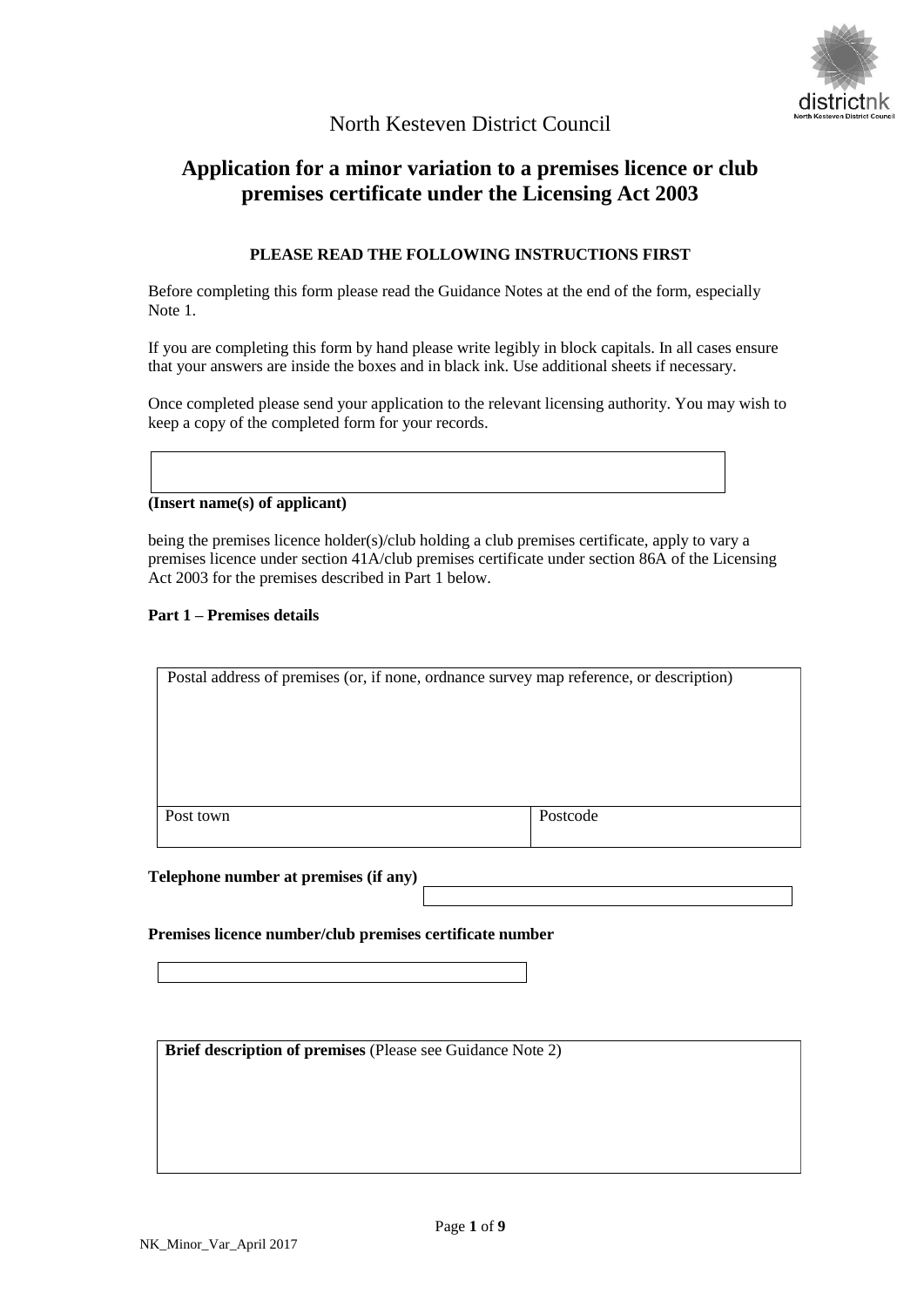North Kesteven District Council

# Application for a minor variation to a premises licence or club premises certificate under the Licensing Act 2003

**PLEASE READ THE FOLLOWING INSTRUCTIONS FIRST**

Before completing this form please read the Guidance Notes at the end of the form, especially Note 1.

If you are completing this form by hand please write legibly in block capitals. In all cases ensure that your answers are inside the boxes and in black ink. Use additional sheets if necessary.

Once completed please send your application to the relevant licensing authority. You may wish to keep a copy of the completed form for your records.

| |
|---|
| |

**(Insert name(s) of applicant)**

being the premises licence holder(s)/club holding a club premises certificate, apply to vary a premises licence under section 41A/club premises certificate under section 86A of the Licensing Act 2003 for the premises described in Part 1 below.

**Part 1 – Premises details**

| Postal address of premises (or, if none, ordnance survey map reference, or description) | |
|---|---|
| Post town | Postcode |

**Telephone number at premises (if any)**

| |
|---|
| |

**Premises licence number/club premises certificate number**

| |
|---|
| |

| **Brief description of premises** (Please see Guidance Note 2) |
|---|
| |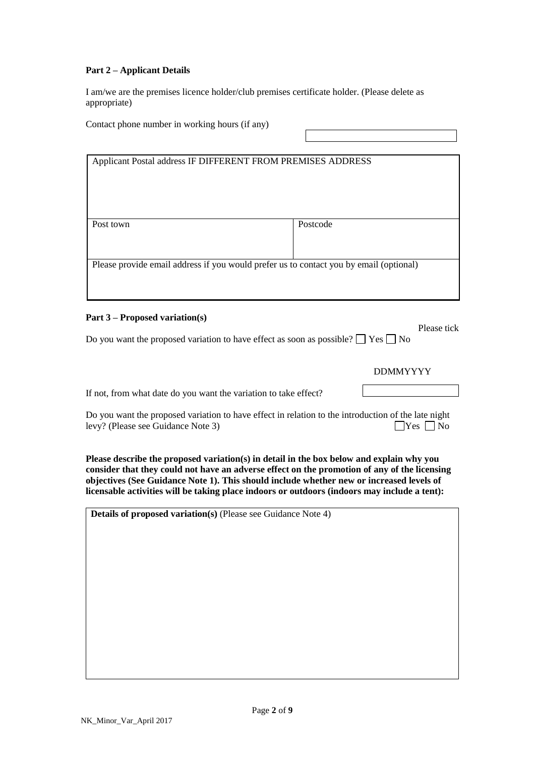**Part 2 – Applicant Details**

I am/we are the premises licence holder/club premises certificate holder. (Please delete as appropriate)

Contact phone number in working hours (if any)

| Applicant Postal address IF DIFFERENT FROM PREMISES ADDRESS | |
|---|---|
| Post town | Postcode |
| Please provide email address if you would prefer us to contact you by email (optional) | |

**Part 3 – Proposed variation(s)**

Please tick

Do you want the proposed variation to have effect as soon as possible? ☐ Yes ☐ No

DDMMYYYY

If not, from what date do you want the variation to take effect?

Do you want the proposed variation to have effect in relation to the introduction of the late night levy? (Please see Guidance Note 3) ☐ Yes ☐ No

**Please describe the proposed variation(s) in detail in the box below and explain why you consider that they could not have an adverse effect on the promotion of any of the licensing objectives (See Guidance Note 1). This should include whether new or increased levels of licensable activities will be taking place indoors or outdoors (indoors may include a tent):**

**Details of proposed variation(s)** (Please see Guidance Note 4)

NK_Minor_Var_April 2017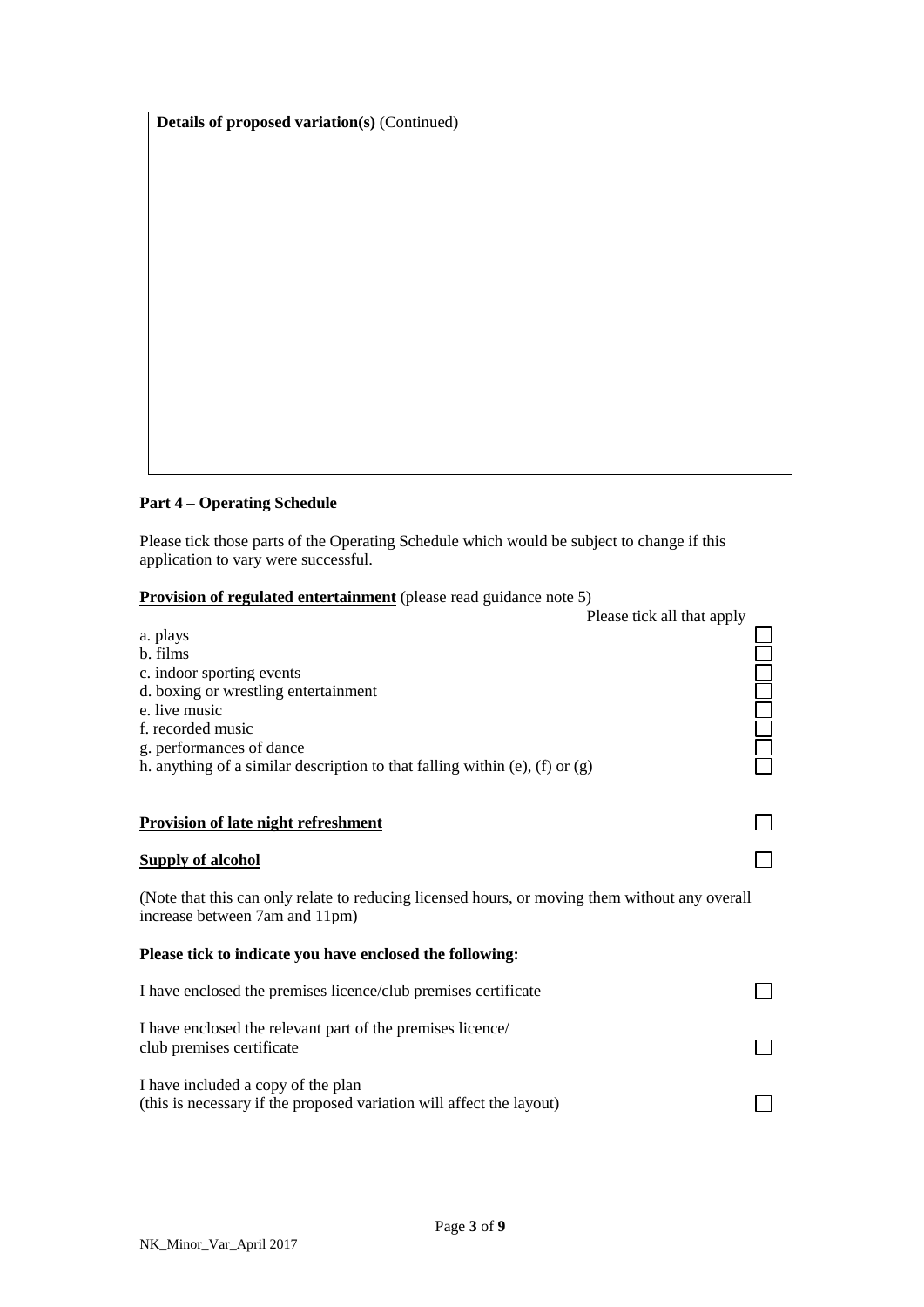**Details of proposed variation(s)** (Continued)

## Part 4 – Operating Schedule

Please tick those parts of the Operating Schedule which would be subject to change if this application to vary were successful.

**Provision of regulated entertainment** (please read guidance note 5)

Please tick all that apply

- a. plays ☐
- b. films ☐
- c. indoor sporting events ☐
- d. boxing or wrestling entertainment ☐
- e. live music ☐
- f. recorded music ☐
- g. performances of dance ☐
- h. anything of a similar description to that falling within (e), (f) or (g) ☐

**Provision of late night refreshment** ☐

**Supply of alcohol** ☐

(Note that this can only relate to reducing licensed hours, or moving them without any overall increase between 7am and 11pm)

**Please tick to indicate you have enclosed the following:**

I have enclosed the premises licence/club premises certificate ☐

I have enclosed the relevant part of the premises licence/ club premises certificate ☐

I have included a copy of the plan (this is necessary if the proposed variation will affect the layout) ☐

NK_Minor_Var_April 2017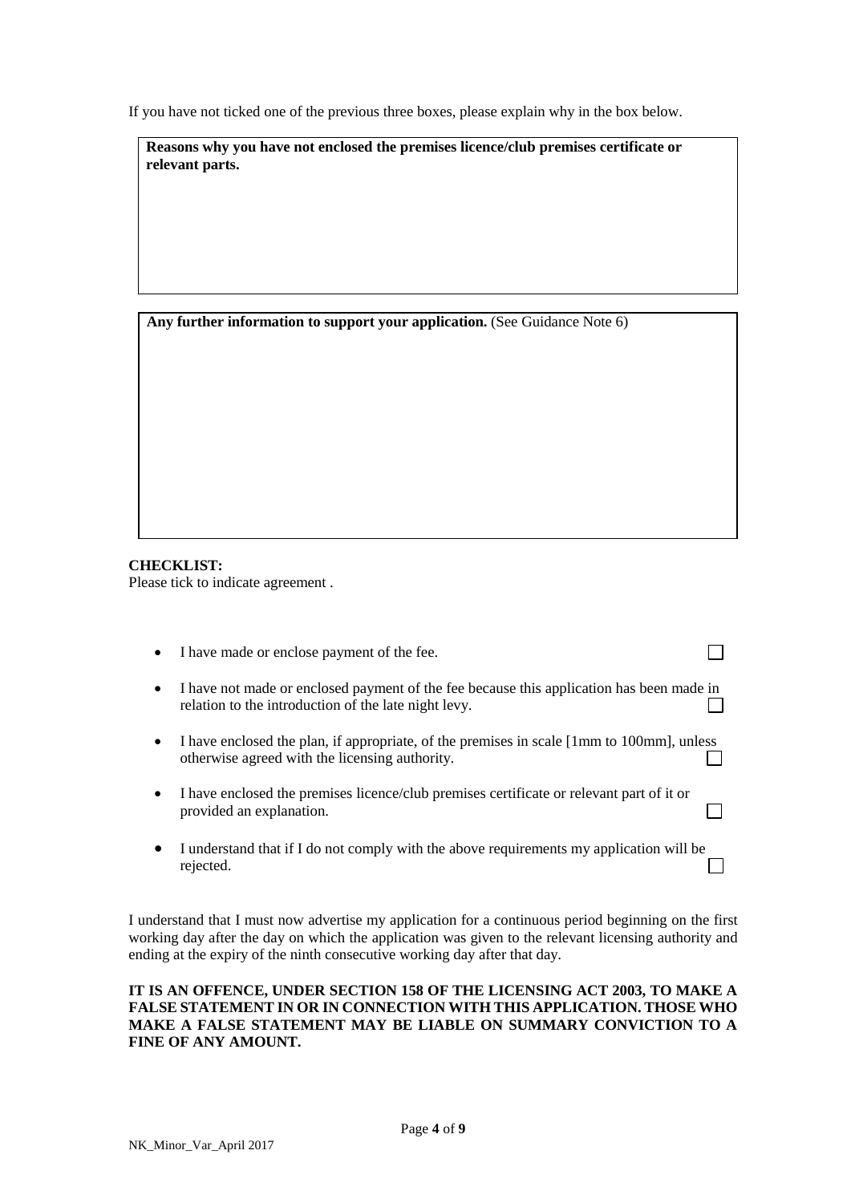If you have not ticked one of the previous three boxes, please explain why in the box below.

| **Reasons why you have not enclosed the premises licence/club premises certificate or relevant parts.** |
|---|
| |

| **Any further information to support your application.** (See Guidance Note 6) |
|---|
| |

**CHECKLIST:**

Please tick to indicate agreement .

- I have made or enclose payment of the fee. ☐
- I have not made or enclosed payment of the fee because this application has been made in relation to the introduction of the late night levy. ☐
- I have enclosed the plan, if appropriate, of the premises in scale [1mm to 100mm], unless otherwise agreed with the licensing authority. ☐
- I have enclosed the premises licence/club premises certificate or relevant part of it or provided an explanation. ☐
- I understand that if I do not comply with the above requirements my application will be rejected. ☐

I understand that I must now advertise my application for a continuous period beginning on the first working day after the day on which the application was given to the relevant licensing authority and ending at the expiry of the ninth consecutive working day after that day.

**IT IS AN OFFENCE, UNDER SECTION 158 OF THE LICENSING ACT 2003, TO MAKE A FALSE STATEMENT IN OR IN CONNECTION WITH THIS APPLICATION. THOSE WHO MAKE A FALSE STATEMENT MAY BE LIABLE ON SUMMARY CONVICTION TO A FINE OF ANY AMOUNT.**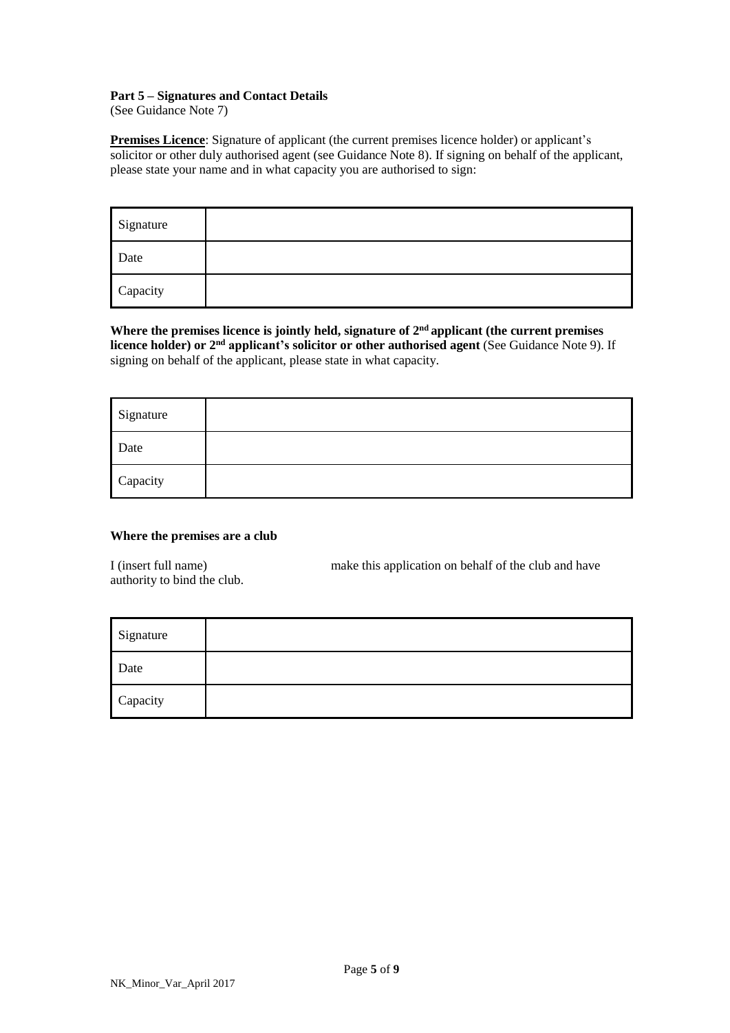**Part 5 – Signatures and Contact Details**
(See Guidance Note 7)

**Premises Licence**: Signature of applicant (the current premises licence holder) or applicant's solicitor or other duly authorised agent (see Guidance Note 8). If signing on behalf of the applicant, please state your name and in what capacity you are authorised to sign:

| Signature | |
|---|---|
| Date | |
| Capacity | |

**Where the premises licence is jointly held, signature of 2nd applicant (the current premises licence holder) or 2nd applicant's solicitor or other authorised agent** (See Guidance Note 9). If signing on behalf of the applicant, please state in what capacity.

| Signature | |
|---|---|
| Date | |
| Capacity | |

**Where the premises are a club**

I (insert full name) make this application on behalf of the club and have authority to bind the club.

| Signature | |
|---|---|
| Date | |
| Capacity | |

NK_Minor_Var_April 2017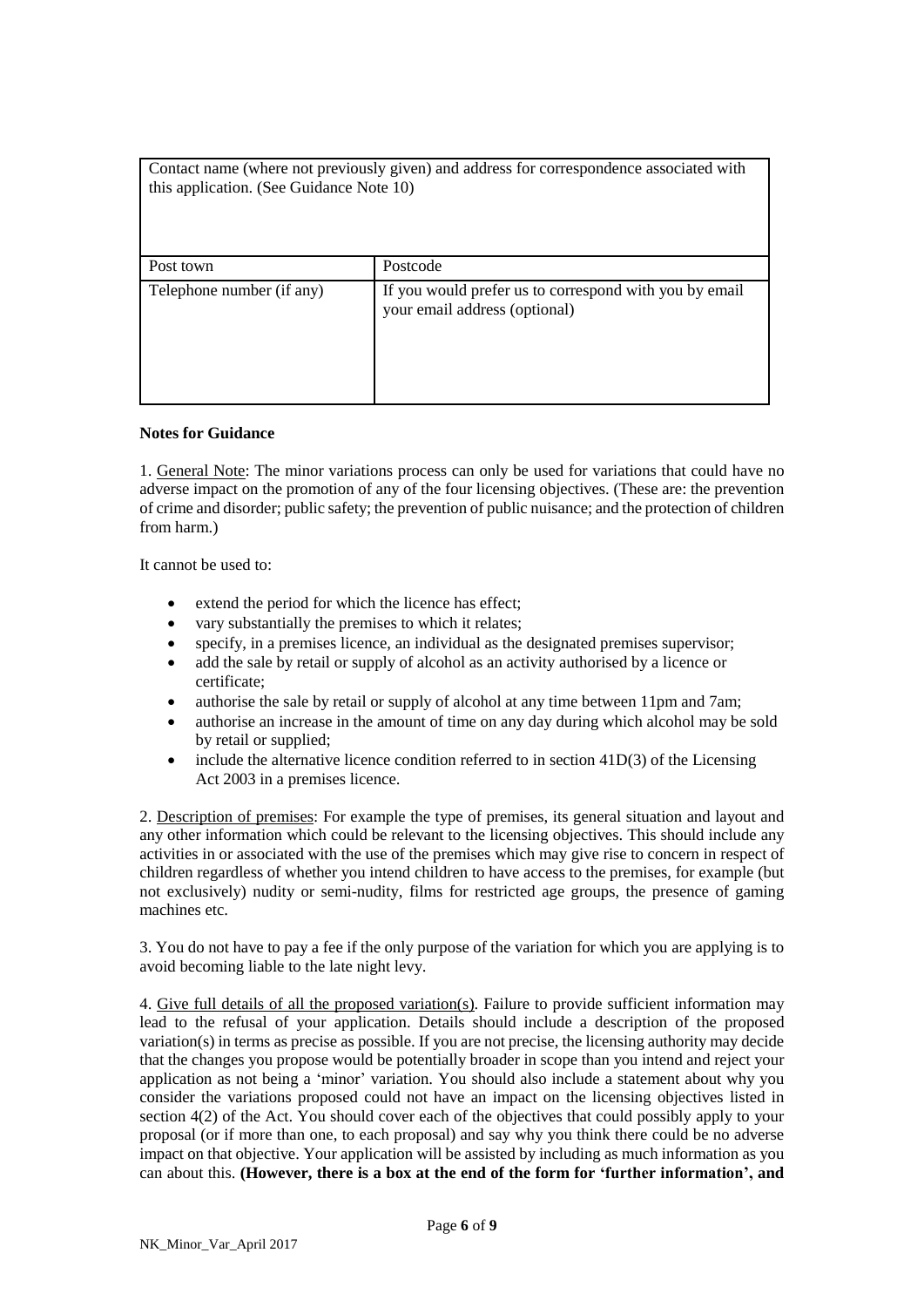| Contact name (where not previously given) and address for correspondence associated with this application. (See Guidance Note 10) | |
|---|---|
| Post town | Postcode |
| Telephone number (if any) | If you would prefer us to correspond with you by email your email address (optional) |

**Notes for Guidance**

1. General Note: The minor variations process can only be used for variations that could have no adverse impact on the promotion of any of the four licensing objectives. (These are: the prevention of crime and disorder; public safety; the prevention of public nuisance; and the protection of children from harm.)

It cannot be used to:

- extend the period for which the licence has effect;
- vary substantially the premises to which it relates;
- specify, in a premises licence, an individual as the designated premises supervisor;
- add the sale by retail or supply of alcohol as an activity authorised by a licence or certificate;
- authorise the sale by retail or supply of alcohol at any time between 11pm and 7am;
- authorise an increase in the amount of time on any day during which alcohol may be sold by retail or supplied;
- include the alternative licence condition referred to in section 41D(3) of the Licensing Act 2003 in a premises licence.

2. Description of premises: For example the type of premises, its general situation and layout and any other information which could be relevant to the licensing objectives. This should include any activities in or associated with the use of the premises which may give rise to concern in respect of children regardless of whether you intend children to have access to the premises, for example (but not exclusively) nudity or semi-nudity, films for restricted age groups, the presence of gaming machines etc.

3. You do not have to pay a fee if the only purpose of the variation for which you are applying is to avoid becoming liable to the late night levy.

4. Give full details of all the proposed variation(s). Failure to provide sufficient information may lead to the refusal of your application. Details should include a description of the proposed variation(s) in terms as precise as possible. If you are not precise, the licensing authority may decide that the changes you propose would be potentially broader in scope than you intend and reject your application as not being a 'minor' variation. You should also include a statement about why you consider the variations proposed could not have an impact on the licensing objectives listed in section 4(2) of the Act. You should cover each of the objectives that could possibly apply to your proposal (or if more than one, to each proposal) and say why you think there could be no adverse impact on that objective. Your application will be assisted by including as much information as you can about this. **(However, there is a box at the end of the form for 'further information', and**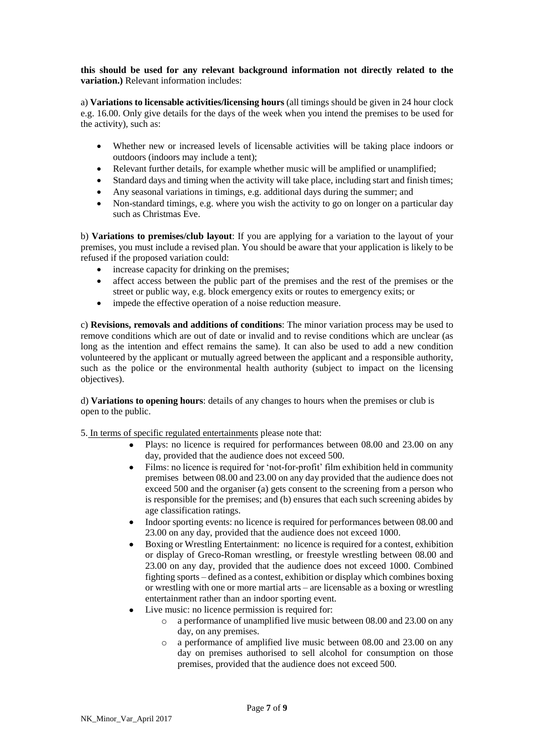**this should be used for any relevant background information not directly related to the variation.)** Relevant information includes:

a) **Variations to licensable activities/licensing hours** (all timings should be given in 24 hour clock e.g. 16.00. Only give details for the days of the week when you intend the premises to be used for the activity), such as:

- Whether new or increased levels of licensable activities will be taking place indoors or outdoors (indoors may include a tent);
- Relevant further details, for example whether music will be amplified or unamplified;
- Standard days and timing when the activity will take place, including start and finish times;
- Any seasonal variations in timings, e.g. additional days during the summer; and
- Non-standard timings, e.g. where you wish the activity to go on longer on a particular day such as Christmas Eve.

b) **Variations to premises/club layout**: If you are applying for a variation to the layout of your premises, you must include a revised plan. You should be aware that your application is likely to be refused if the proposed variation could:

- increase capacity for drinking on the premises;
- affect access between the public part of the premises and the rest of the premises or the street or public way, e.g. block emergency exits or routes to emergency exits; or
- impede the effective operation of a noise reduction measure.

c) **Revisions, removals and additions of conditions**: The minor variation process may be used to remove conditions which are out of date or invalid and to revise conditions which are unclear (as long as the intention and effect remains the same). It can also be used to add a new condition volunteered by the applicant or mutually agreed between the applicant and a responsible authority, such as the police or the environmental health authority (subject to impact on the licensing objectives).

d) **Variations to opening hours**: details of any changes to hours when the premises or club is open to the public.

5. In terms of specific regulated entertainments please note that:

- Plays: no licence is required for performances between 08.00 and 23.00 on any day, provided that the audience does not exceed 500.
- Films: no licence is required for 'not-for-profit' film exhibition held in community premises between 08.00 and 23.00 on any day provided that the audience does not exceed 500 and the organiser (a) gets consent to the screening from a person who is responsible for the premises; and (b) ensures that each such screening abides by age classification ratings.
- Indoor sporting events: no licence is required for performances between 08.00 and 23.00 on any day, provided that the audience does not exceed 1000.
- Boxing or Wrestling Entertainment: no licence is required for a contest, exhibition or display of Greco-Roman wrestling, or freestyle wrestling between 08.00 and 23.00 on any day, provided that the audience does not exceed 1000. Combined fighting sports – defined as a contest, exhibition or display which combines boxing or wrestling with one or more martial arts – are licensable as a boxing or wrestling entertainment rather than an indoor sporting event.
- Live music: no licence permission is required for:
  - a performance of unamplified live music between 08.00 and 23.00 on any day, on any premises.
  - a performance of amplified live music between 08.00 and 23.00 on any day on premises authorised to sell alcohol for consumption on those premises, provided that the audience does not exceed 500.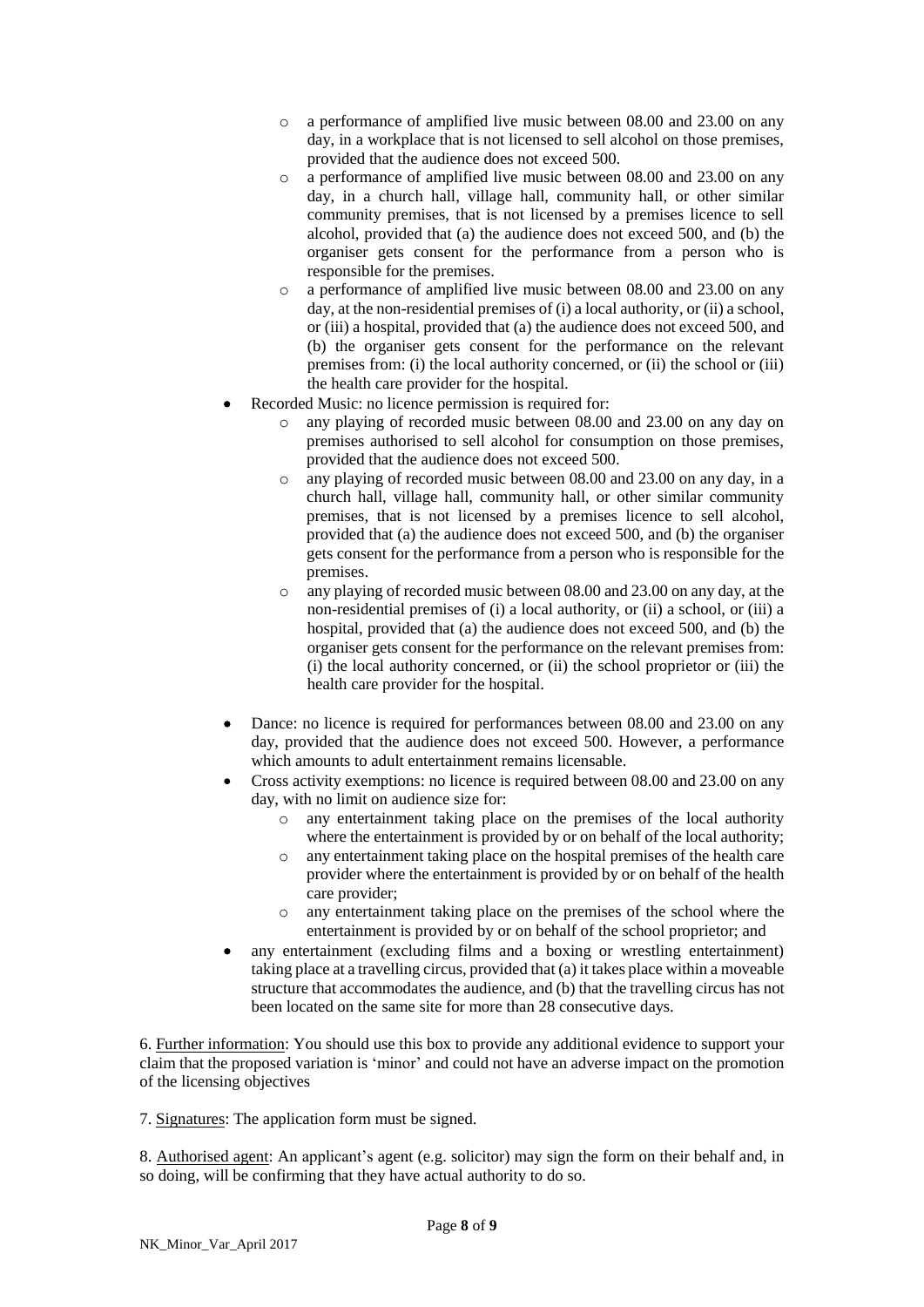- a performance of amplified live music between 08.00 and 23.00 on any day, in a workplace that is not licensed to sell alcohol on those premises, provided that the audience does not exceed 500.
  - a performance of amplified live music between 08.00 and 23.00 on any day, in a church hall, village hall, community hall, or other similar community premises, that is not licensed by a premises licence to sell alcohol, provided that (a) the audience does not exceed 500, and (b) the organiser gets consent for the performance from a person who is responsible for the premises.
  - a performance of amplified live music between 08.00 and 23.00 on any day, at the non-residential premises of (i) a local authority, or (ii) a school, or (iii) a hospital, provided that (a) the audience does not exceed 500, and (b) the organiser gets consent for the performance on the relevant premises from: (i) the local authority concerned, or (ii) the school or (iii) the health care provider for the hospital.
- Recorded Music: no licence permission is required for:
  - any playing of recorded music between 08.00 and 23.00 on any day on premises authorised to sell alcohol for consumption on those premises, provided that the audience does not exceed 500.
  - any playing of recorded music between 08.00 and 23.00 on any day, in a church hall, village hall, community hall, or other similar community premises, that is not licensed by a premises licence to sell alcohol, provided that (a) the audience does not exceed 500, and (b) the organiser gets consent for the performance from a person who is responsible for the premises.
  - any playing of recorded music between 08.00 and 23.00 on any day, at the non-residential premises of (i) a local authority, or (ii) a school, or (iii) a hospital, provided that (a) the audience does not exceed 500, and (b) the organiser gets consent for the performance on the relevant premises from: (i) the local authority concerned, or (ii) the school proprietor or (iii) the health care provider for the hospital.
- Dance: no licence is required for performances between 08.00 and 23.00 on any day, provided that the audience does not exceed 500. However, a performance which amounts to adult entertainment remains licensable.
- Cross activity exemptions: no licence is required between 08.00 and 23.00 on any day, with no limit on audience size for:
  - any entertainment taking place on the premises of the local authority where the entertainment is provided by or on behalf of the local authority;
  - any entertainment taking place on the hospital premises of the health care provider where the entertainment is provided by or on behalf of the health care provider;
  - any entertainment taking place on the premises of the school where the entertainment is provided by or on behalf of the school proprietor; and
- any entertainment (excluding films and a boxing or wrestling entertainment) taking place at a travelling circus, provided that (a) it takes place within a moveable structure that accommodates the audience, and (b) that the travelling circus has not been located on the same site for more than 28 consecutive days.

6. Further information: You should use this box to provide any additional evidence to support your claim that the proposed variation is 'minor' and could not have an adverse impact on the promotion of the licensing objectives

7. Signatures: The application form must be signed.

8. Authorised agent: An applicant's agent (e.g. solicitor) may sign the form on their behalf and, in so doing, will be confirming that they have actual authority to do so.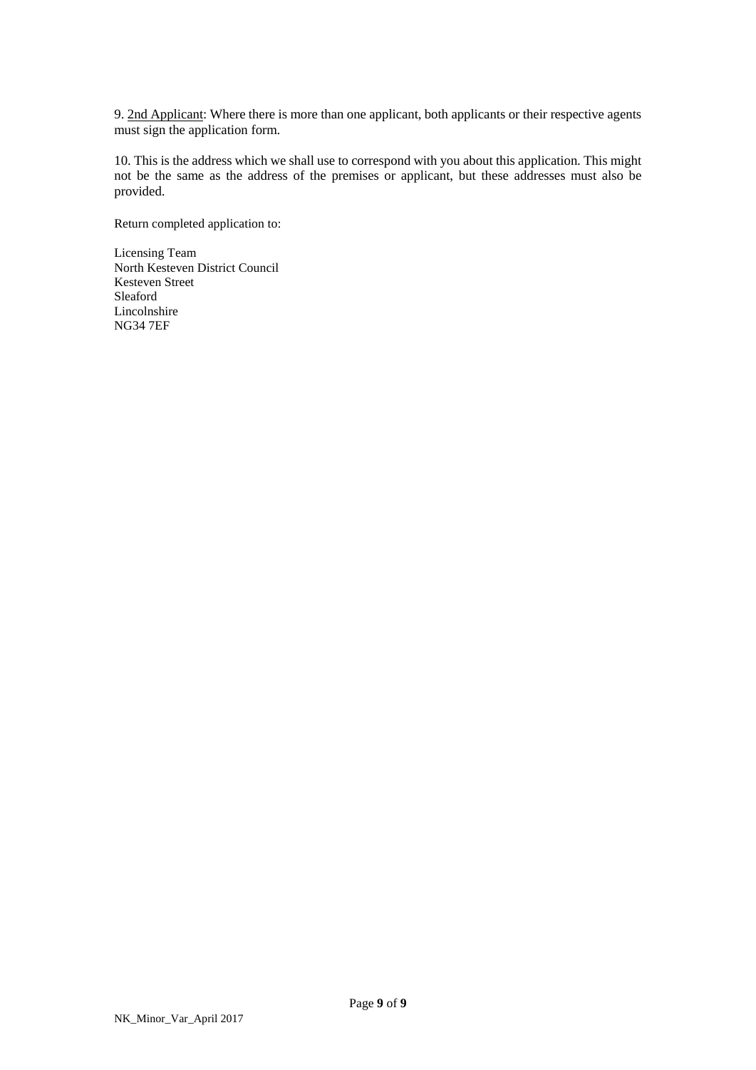9. <u>2nd Applicant</u>: Where there is more than one applicant, both applicants or their respective agents must sign the application form.

10. This is the address which we shall use to correspond with you about this application. This might not be the same as the address of the premises or applicant, but these addresses must also be provided.

Return completed application to:

Licensing Team
North Kesteven District Council
Kesteven Street
Sleaford
Lincolnshire
NG34 7EF